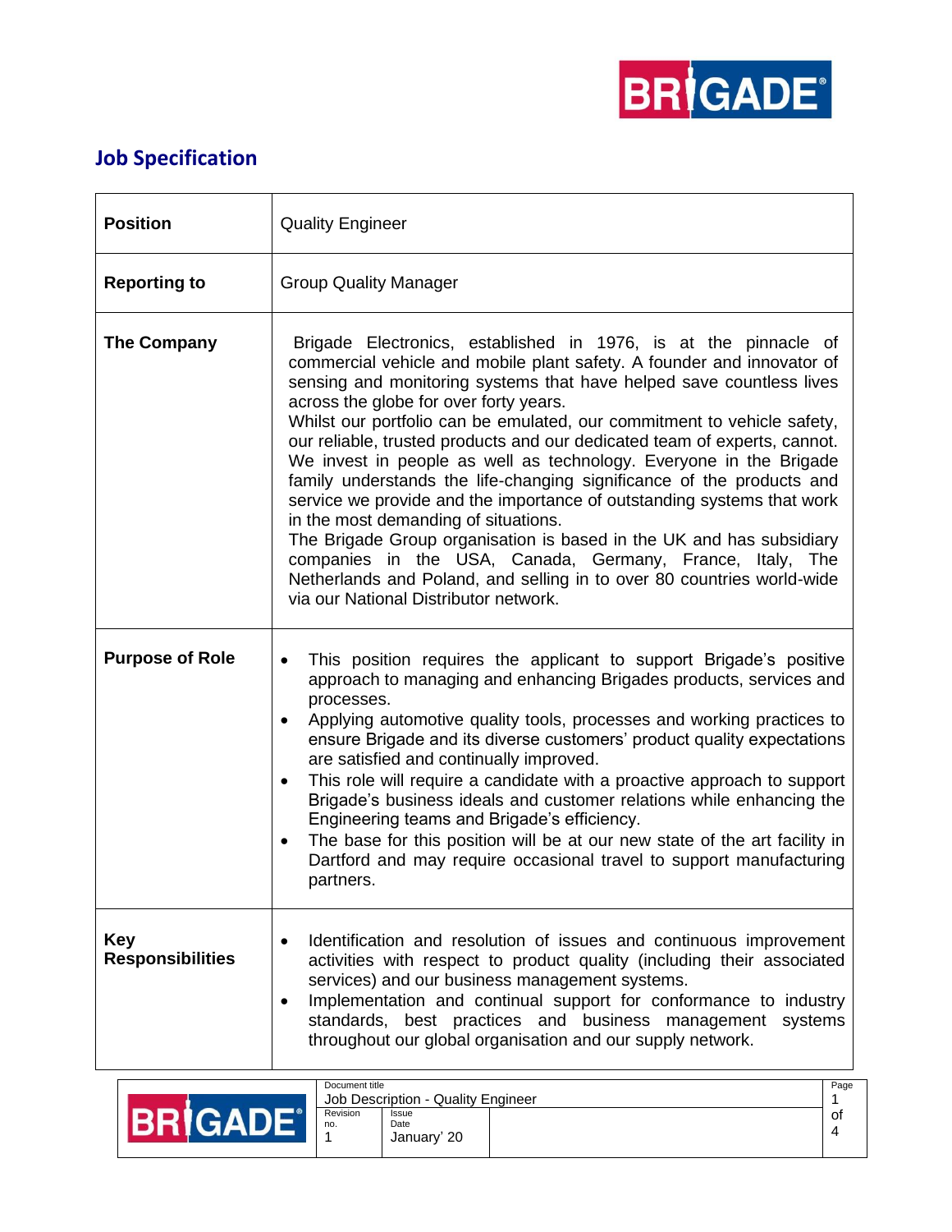## Job Specification

| | |
|---|---|
| **Position** | Quality Engineer |
| **Reporting to** | Group Quality Manager |
| **The Company** | Brigade Electronics, established in 1976, is at the pinnacle of commercial vehicle and mobile plant safety. A founder and innovator of sensing and monitoring systems that have helped save countless lives across the globe for over forty years.<br>Whilst our portfolio can be emulated, our commitment to vehicle safety, our reliable, trusted products and our dedicated team of experts, cannot. We invest in people as well as technology. Everyone in the Brigade family understands the life-changing significance of the products and service we provide and the importance of outstanding systems that work in the most demanding of situations.<br>The Brigade Group organisation is based in the UK and has subsidiary companies in the USA, Canada, Germany, France, Italy, The Netherlands and Poland, and selling in to over 80 countries world-wide via our National Distributor network. |
| **Purpose of Role** | • This position requires the applicant to support Brigade's positive approach to managing and enhancing Brigades products, services and processes.<br>• Applying automotive quality tools, processes and working practices to ensure Brigade and its diverse customers' product quality expectations are satisfied and continually improved.<br>• This role will require a candidate with a proactive approach to support Brigade's business ideals and customer relations while enhancing the Engineering teams and Brigade's efficiency.<br>• The base for this position will be at our new state of the art facility in Dartford and may require occasional travel to support manufacturing partners. |
| **Key Responsibilities** | • Identification and resolution of issues and continuous improvement activities with respect to product quality (including their associated services) and our business management systems.<br>• Implementation and continual support for conformance to industry standards, best practices and business management systems throughout our global organisation and our supply network. |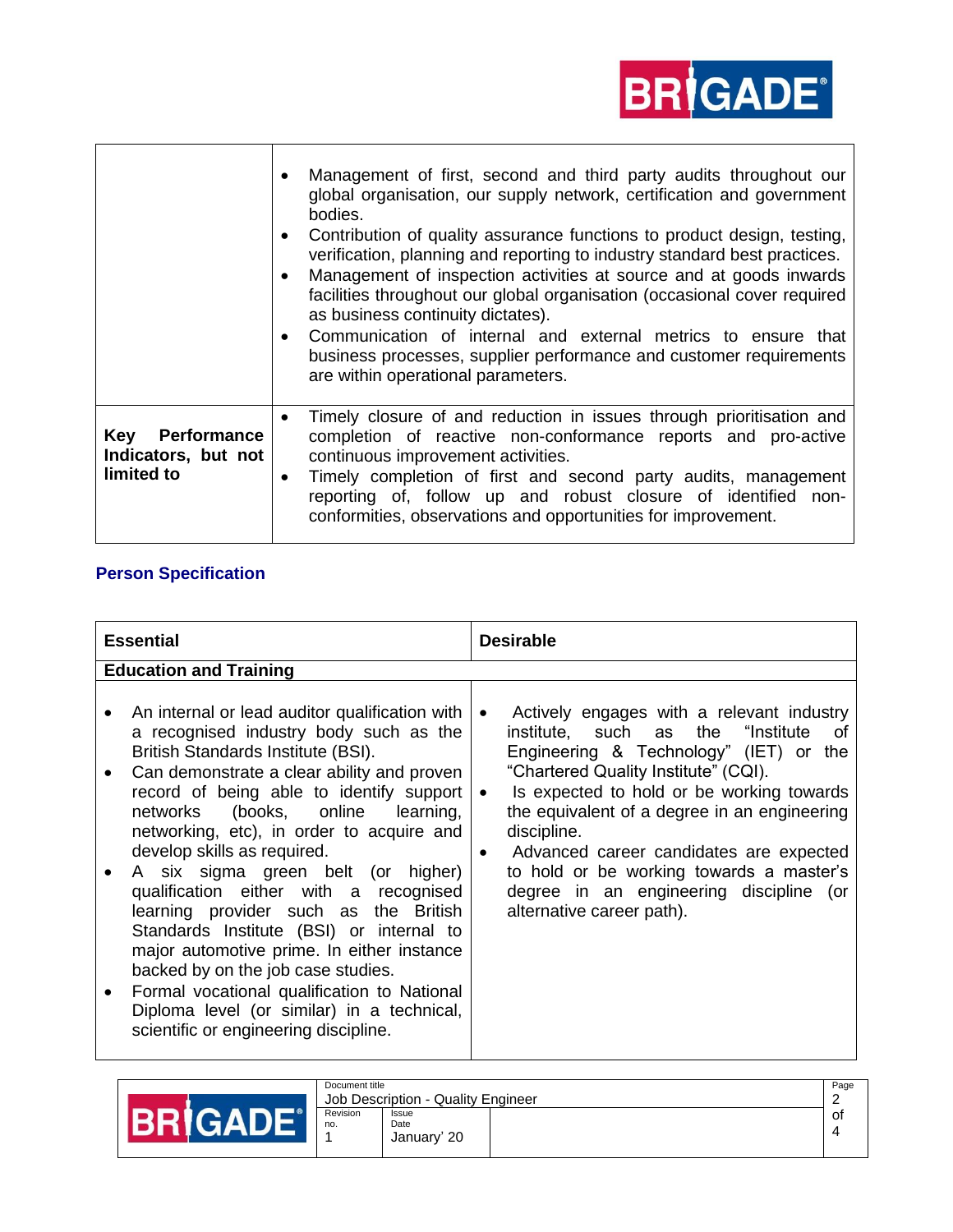| | |
|---|---|
| | • Management of first, second and third party audits throughout our global organisation, our supply network, certification and government bodies.<br>• Contribution of quality assurance functions to product design, testing, verification, planning and reporting to industry standard best practices.<br>• Management of inspection activities at source and at goods inwards facilities throughout our global organisation (occasional cover required as business continuity dictates).<br>• Communication of internal and external metrics to ensure that business processes, supplier performance and customer requirements are within operational parameters. |
| **Key Performance Indicators, but not limited to** | • Timely closure of and reduction in issues through prioritisation and completion of reactive non-conformance reports and pro-active continuous improvement activities.<br>• Timely completion of first and second party audits, management reporting of, follow up and robust closure of identified non-conformities, observations and opportunities for improvement. |

## Person Specification

| **Essential** | **Desirable** |
|---|---|
| **Education and Training** | |
| • An internal or lead auditor qualification with a recognised industry body such as the British Standards Institute (BSI).<br>• Can demonstrate a clear ability and proven record of being able to identify support networks (books, online learning, networking, etc), in order to acquire and develop skills as required.<br>• A six sigma green belt (or higher) qualification either with a recognised learning provider such as the British Standards Institute (BSI) or internal to major automotive prime. In either instance backed by on the job case studies.<br>• Formal vocational qualification to National Diploma level (or similar) in a technical, scientific or engineering discipline. | • Actively engages with a relevant industry institute, such as the "Institute of Engineering & Technology" (IET) or the "Chartered Quality Institute" (CQI).<br>• Is expected to hold or be working towards the equivalent of a degree in an engineering discipline.<br>• Advanced career candidates are expected to hold or be working towards a master's degree in an engineering discipline (or alternative career path). |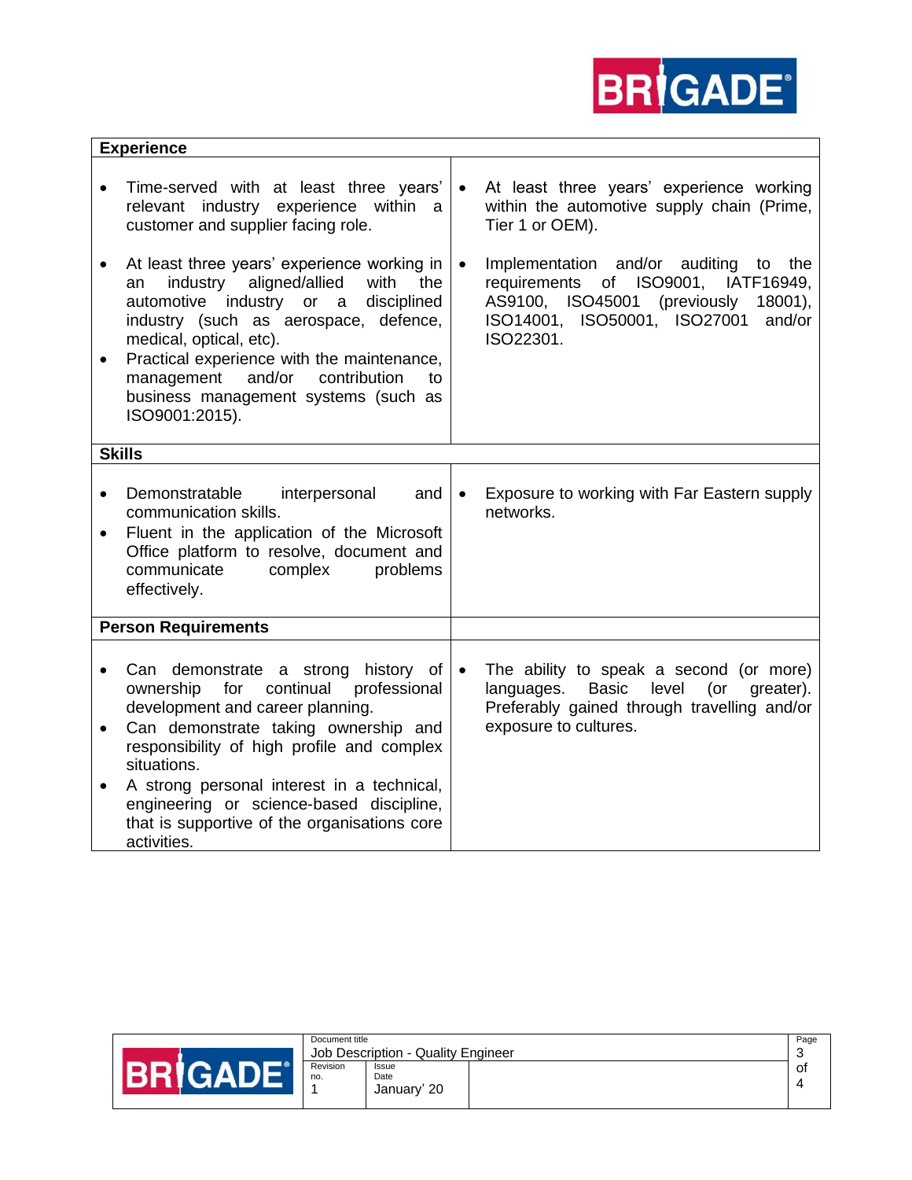| | |
|---|---|
| **Experience** | |
| • Time-served with at least three years' relevant industry experience within a customer and supplier facing role.<br>• At least three years' experience working in an industry aligned/allied with the automotive industry or a disciplined industry (such as aerospace, defence, medical, optical, etc).<br>• Practical experience with the maintenance, management and/or contribution to business management systems (such as ISO9001:2015). | • At least three years' experience working within the automotive supply chain (Prime, Tier 1 or OEM).<br>• Implementation and/or auditing to the requirements of ISO9001, IATF16949, AS9100, ISO45001 (previously 18001), ISO14001, ISO50001, ISO27001 and/or ISO22301. |
| **Skills** | |
| • Demonstratable interpersonal and communication skills.<br>• Fluent in the application of the Microsoft Office platform to resolve, document and communicate complex problems effectively. | • Exposure to working with Far Eastern supply networks. |
| **Person Requirements** | |
| • Can demonstrate a strong history of ownership for continual professional development and career planning.<br>• Can demonstrate taking ownership and responsibility of high profile and complex situations.<br>• A strong personal interest in a technical, engineering or science-based discipline, that is supportive of the organisations core activities. | • The ability to speak a second (or more) languages. Basic level (or greater). Preferably gained through travelling and/or exposure to cultures. |